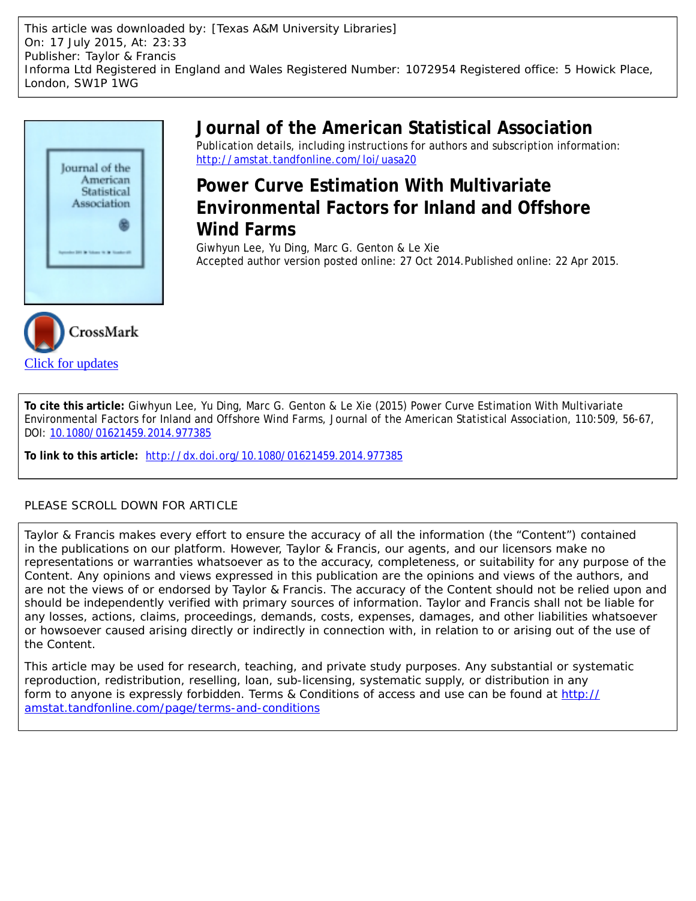This article was downloaded by: [Texas A&M University Libraries]
On: 17 July 2015, At: 23:33
Publisher: Taylor & Francis
Informa Ltd Registered in England and Wales Registered Number: 1072954 Registered office: 5 Howick Place, London, SW1P 1WG

# Journal of the American Statistical Association

Publication details, including instructions for authors and subscription information:
http://amstat.tandfonline.com/loi/uasa20

## Power Curve Estimation With Multivariate Environmental Factors for Inland and Offshore Wind Farms

Giwhyun Lee, Yu Ding, Marc G. Genton & Le Xie

Accepted author version posted online: 27 Oct 2014. Published online: 22 Apr 2015.

Click for updates

**To cite this article:** Giwhyun Lee, Yu Ding, Marc G. Genton & Le Xie (2015) Power Curve Estimation With Multivariate Environmental Factors for Inland and Offshore Wind Farms, Journal of the American Statistical Association, 110:509, 56-67, DOI: 10.1080/01621459.2014.977385

**To link to this article:** http://dx.doi.org/10.1080/01621459.2014.977385

PLEASE SCROLL DOWN FOR ARTICLE

Taylor & Francis makes every effort to ensure the accuracy of all the information (the "Content") contained in the publications on our platform. However, Taylor & Francis, our agents, and our licensors make no representations or warranties whatsoever as to the accuracy, completeness, or suitability for any purpose of the Content. Any opinions and views expressed in this publication are the opinions and views of the authors, and are not the views of or endorsed by Taylor & Francis. The accuracy of the Content should not be relied upon and should be independently verified with primary sources of information. Taylor and Francis shall not be liable for any losses, actions, claims, proceedings, demands, costs, expenses, damages, and other liabilities whatsoever or howsoever caused arising directly or indirectly in connection with, in relation to or arising out of the use of the Content.

This article may be used for research, teaching, and private study purposes. Any substantial or systematic reproduction, redistribution, reselling, loan, sub-licensing, systematic supply, or distribution in any form to anyone is expressly forbidden. Terms & Conditions of access and use can be found at http://amstat.tandfonline.com/page/terms-and-conditions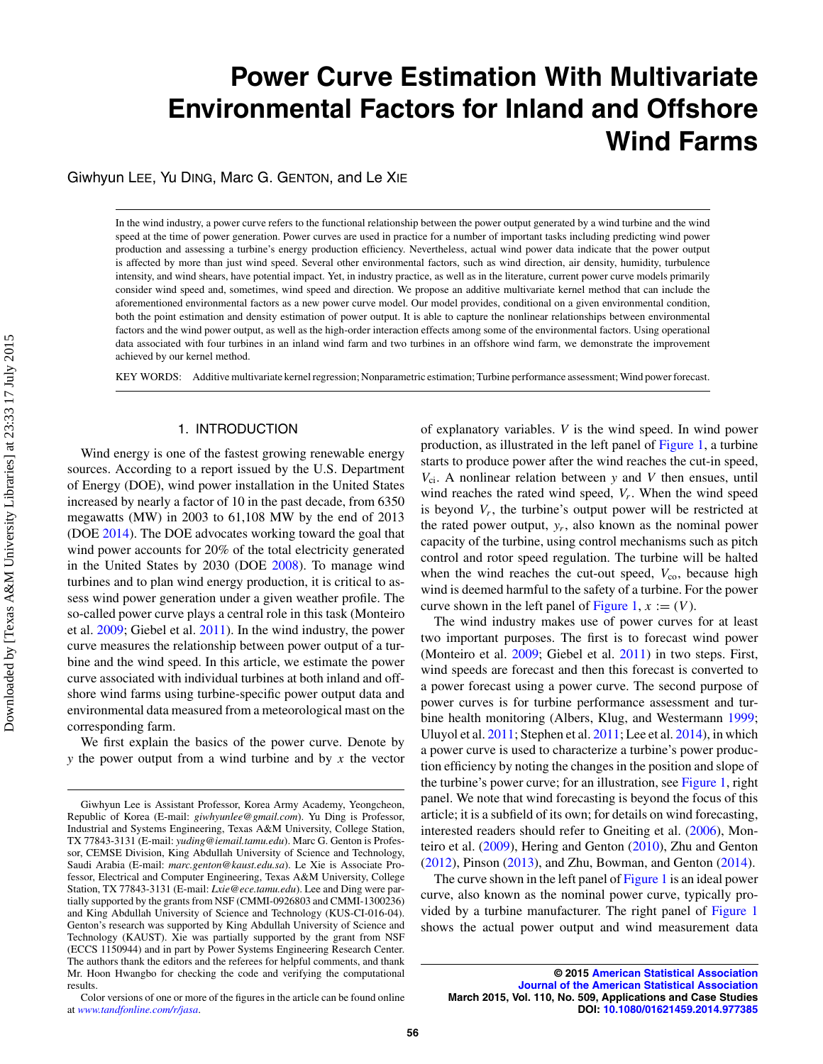# Power Curve Estimation With Multivariate Environmental Factors for Inland and Offshore Wind Farms

Giwhyun LEE, Yu DING, Marc G. GENTON, and Le XIE

In the wind industry, a power curve refers to the functional relationship between the power output generated by a wind turbine and the wind speed at the time of power generation. Power curves are used in practice for a number of important tasks including predicting wind power production and assessing a turbine's energy production efficiency. Nevertheless, actual wind power data indicate that the power output is affected by more than just wind speed. Several other environmental factors, such as wind direction, air density, humidity, turbulence intensity, and wind shears, have potential impact. Yet, in industry practice, as well as in the literature, current power curve models primarily consider wind speed and, sometimes, wind speed and direction. We propose an additive multivariate kernel method that can include the aforementioned environmental factors as a new power curve model. Our model provides, conditional on a given environmental condition, both the point estimation and density estimation of power output. It is able to capture the nonlinear relationships between environmental factors and the wind power output, as well as the high-order interaction effects among some of the environmental factors. Using operational data associated with four turbines in an inland wind farm and two turbines in an offshore wind farm, we demonstrate the improvement achieved by our kernel method.

KEY WORDS: Additive multivariate kernel regression; Nonparametric estimation; Turbine performance assessment; Wind power forecast.

## 1. INTRODUCTION

Wind energy is one of the fastest growing renewable energy sources. According to a report issued by the U.S. Department of Energy (DOE), wind power installation in the United States increased by nearly a factor of 10 in the past decade, from 6350 megawatts (MW) in 2003 to 61,108 MW by the end of 2013 (DOE 2014). The DOE advocates working toward the goal that wind power accounts for 20% of the total electricity generated in the United States by 2030 (DOE 2008). To manage wind turbines and to plan wind energy production, it is critical to assess wind power generation under a given weather profile. The so-called power curve plays a central role in this task (Monteiro et al. 2009; Giebel et al. 2011). In the wind industry, the power curve measures the relationship between power output of a turbine and the wind speed. In this article, we estimate the power curve associated with individual turbines at both inland and offshore wind farms using turbine-specific power output data and environmental data measured from a meteorological mast on the corresponding farm.

We first explain the basics of the power curve. Denote by $y$ the power output from a wind turbine and by $x$ the vector of explanatory variables. $V$ is the wind speed. In wind power production, as illustrated in the left panel of Figure 1, a turbine starts to produce power after the wind reaches the cut-in speed, $V_{\text{ci}}$. A nonlinear relation between $y$ and $V$ then ensues, until wind reaches the rated wind speed, $V_r$. When the wind speed is beyond $V_r$, the turbine's output power will be restricted at the rated power output, $y_r$, also known as the nominal power capacity of the turbine, using control mechanisms such as pitch control and rotor speed regulation. The turbine will be halted when the wind reaches the cut-out speed, $V_{\text{co}}$, because high wind is deemed harmful to the safety of a turbine. For the power curve shown in the left panel of Figure 1, $x := (V)$.

The wind industry makes use of power curves for at least two important purposes. The first is to forecast wind power (Monteiro et al. 2009; Giebel et al. 2011) in two steps. First, wind speeds are forecast and then this forecast is converted to a power forecast using a power curve. The second purpose of power curves is for turbine performance assessment and turbine health monitoring (Albers, Klug, and Westermann 1999; Uluyol et al. 2011; Stephen et al. 2011; Lee et al. 2014), in which a power curve is used to characterize a turbine's power production efficiency by noting the changes in the position and slope of the turbine's power curve; for an illustration, see Figure 1, right panel. We note that wind forecasting is beyond the focus of this article; it is a subfield of its own; for details on wind forecasting, interested readers should refer to Gneiting et al. (2006), Monteiro et al. (2009), Hering and Genton (2010), Zhu and Genton (2012), Pinson (2013), and Zhu, Bowman, and Genton (2014).

The curve shown in the left panel of Figure 1 is an ideal power curve, also known as the nominal power curve, typically provided by a turbine manufacturer. The right panel of Figure 1 shows the actual power output and wind measurement data

---

Giwhyun Lee is Assistant Professor, Korea Army Academy, Yeongcheon, Republic of Korea (E-mail: *giwhyunlee@gmail.com*). Yu Ding is Professor, Industrial and Systems Engineering, Texas A&M University, College Station, TX 77843-3131 (E-mail: *yuding@iemail.tamu.edu*). Marc G. Genton is Professor, CEMSE Division, King Abdullah University of Science and Technology, Saudi Arabia (E-mail: *marc.genton@kaust.edu.sa*). Le Xie is Associate Professor, Electrical and Computer Engineering, Texas A&M University, College Station, TX 77843-3131 (E-mail: *Lxie@ece.tamu.edu*). Lee and Ding were partially supported by the grants from NSF (CMMI-0926803 and CMMI-1300236) and King Abdullah University of Science and Technology (KUS-CI-016-04). Genton's research was supported by King Abdullah University of Science and Technology (KAUST). Xie was partially supported by the grant from NSF (ECCS 1150944) and in part by Power Systems Engineering Research Center. The authors thank the editors and the referees for helpful comments, and thank Mr. Hoon Hwangbo for checking the code and verifying the computational results.

Color versions of one or more of the figures in the article can be found online at *www.tandfonline.com/r/jasa*.

© 2015 American Statistical Association
Journal of the American Statistical Association
March 2015, Vol. 110, No. 509, Applications and Case Studies
DOI: 10.1080/01621459.2014.977385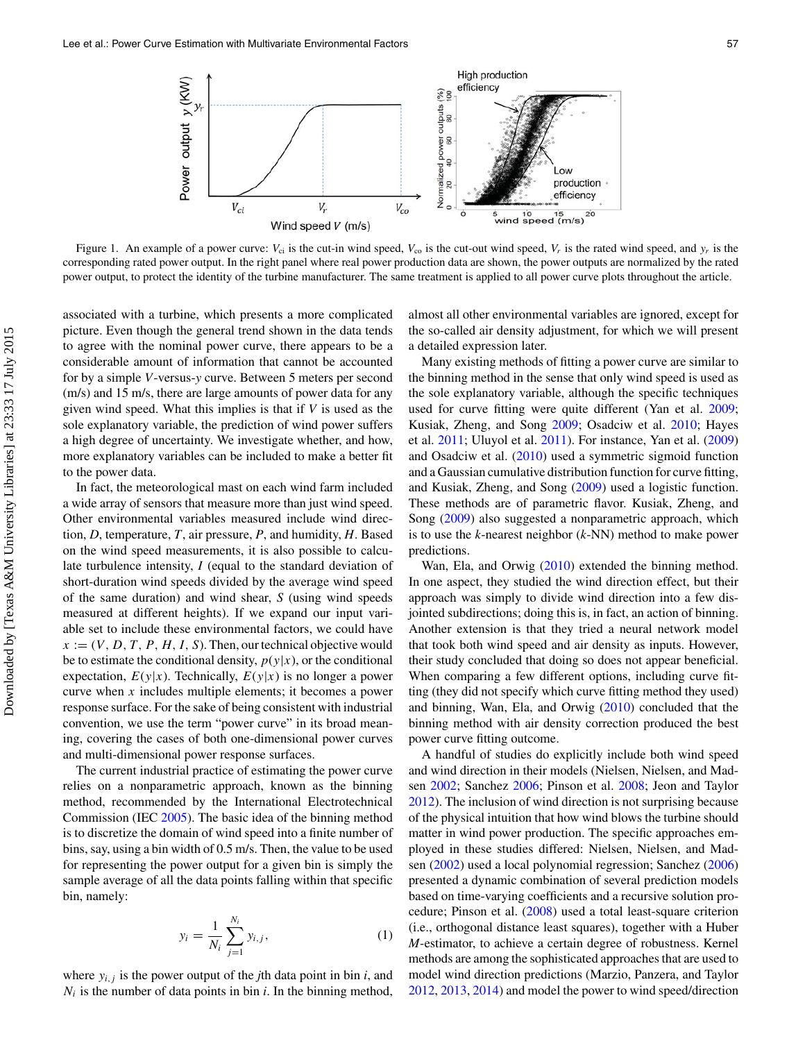Power output $y$ (KW)

$y_r$

$V_{ci}$

$V_r$

$V_{co}$

Wind speed $V$ (m/s)

High production efficiency

Normalized power outputs (%)

0 20 40 60 80 100

Low production efficiency

0 5 10 15 20

wind speed (m/s)

Figure 1. An example of a power curve: $V_{ci}$ is the cut-in wind speed, $V_{co}$ is the cut-out wind speed, $V_r$ is the rated wind speed, and $y_r$ is the corresponding rated power output. In the right panel where real power production data are shown, the power outputs are normalized by the rated power output, to protect the identity of the turbine manufacturer. The same treatment is applied to all power curve plots throughout the article.

associated with a turbine, which presents a more complicated picture. Even though the general trend shown in the data tends to agree with the nominal power curve, there appears to be a considerable amount of information that cannot be accounted for by a simple $V$-versus-$y$ curve. Between 5 meters per second (m/s) and 15 m/s, there are large amounts of power data for any given wind speed. What this implies is that if $V$ is used as the sole explanatory variable, the prediction of wind power suffers a high degree of uncertainty. We investigate whether, and how, more explanatory variables can be included to make a better fit to the power data.

In fact, the meteorological mast on each wind farm included a wide array of sensors that measure more than just wind speed. Other environmental variables measured include wind direction, $D$, temperature, $T$, air pressure, $P$, and humidity, $H$. Based on the wind speed measurements, it is also possible to calculate turbulence intensity, $I$ (equal to the standard deviation of short-duration wind speeds divided by the average wind speed of the same duration) and wind shear, $S$ (using wind speeds measured at different heights). If we expand our input variable set to include these environmental factors, we could have $x := (V, D, T, P, H, I, S)$. Then, our technical objective would be to estimate the conditional density, $p(y|x)$, or the conditional expectation, $E(y|x)$. Technically, $E(y|x)$ is no longer a power curve when $x$ includes multiple elements; it becomes a power response surface. For the sake of being consistent with industrial convention, we use the term "power curve" in its broad meaning, covering the cases of both one-dimensional power curves and multi-dimensional power response surfaces.

The current industrial practice of estimating the power curve relies on a nonparametric approach, known as the binning method, recommended by the International Electrotechnical Commission (IEC 2005). The basic idea of the binning method is to discretize the domain of wind speed into a finite number of bins, say, using a bin width of 0.5 m/s. Then, the value to be used for representing the power output for a given bin is simply the sample average of all the data points falling within that specific bin, namely:

$$y_i = \frac{1}{N_i} \sum_{j=1}^{N_i} y_{i,j}, \tag{1}$$

where $y_{i,j}$ is the power output of the $j$th data point in bin $i$, and $N_i$ is the number of data points in bin $i$. In the binning method, almost all other environmental variables are ignored, except for the so-called air density adjustment, for which we will present a detailed expression later.

Many existing methods of fitting a power curve are similar to the binning method in the sense that only wind speed is used as the sole explanatory variable, although the specific techniques used for curve fitting were quite different (Yan et al. 2009; Kusiak, Zheng, and Song 2009; Osadciw et al. 2010; Hayes et al. 2011; Uluyol et al. 2011). For instance, Yan et al. (2009) and Osadciw et al. (2010) used a symmetric sigmoid function and a Gaussian cumulative distribution function for curve fitting, and Kusiak, Zheng, and Song (2009) used a logistic function. These methods are of parametric flavor. Kusiak, Zheng, and Song (2009) also suggested a nonparametric approach, which is to use the $k$-nearest neighbor ($k$-NN) method to make power predictions.

Wan, Ela, and Orwig (2010) extended the binning method. In one aspect, they studied the wind direction effect, but their approach was simply to divide wind direction into a few disjointed subdirections; doing this is, in fact, an action of binning. Another extension is that they tried a neural network model that took both wind speed and air density as inputs. However, their study concluded that doing so does not appear beneficial. When comparing a few different options, including curve fitting (they did not specify which curve fitting method they used) and binning, Wan, Ela, and Orwig (2010) concluded that the binning method with air density correction produced the best power curve fitting outcome.

A handful of studies do explicitly include both wind speed and wind direction in their models (Nielsen, Nielsen, and Madsen 2002; Sanchez 2006; Pinson et al. 2008; Jeon and Taylor 2012). The inclusion of wind direction is not surprising because of the physical intuition that how wind blows the turbine should matter in wind power production. The specific approaches employed in these studies differed: Nielsen, Nielsen, and Madsen (2002) used a local polynomial regression; Sanchez (2006) presented a dynamic combination of several prediction models based on time-varying coefficients and a recursive solution procedure; Pinson et al. (2008) used a total least-square criterion (i.e., orthogonal distance least squares), together with a Huber $M$-estimator, to achieve a certain degree of robustness. Kernel methods are among the sophisticated approaches that are used to model wind direction predictions (Marzio, Panzera, and Taylor 2012, 2013, 2014) and model the power to wind speed/direction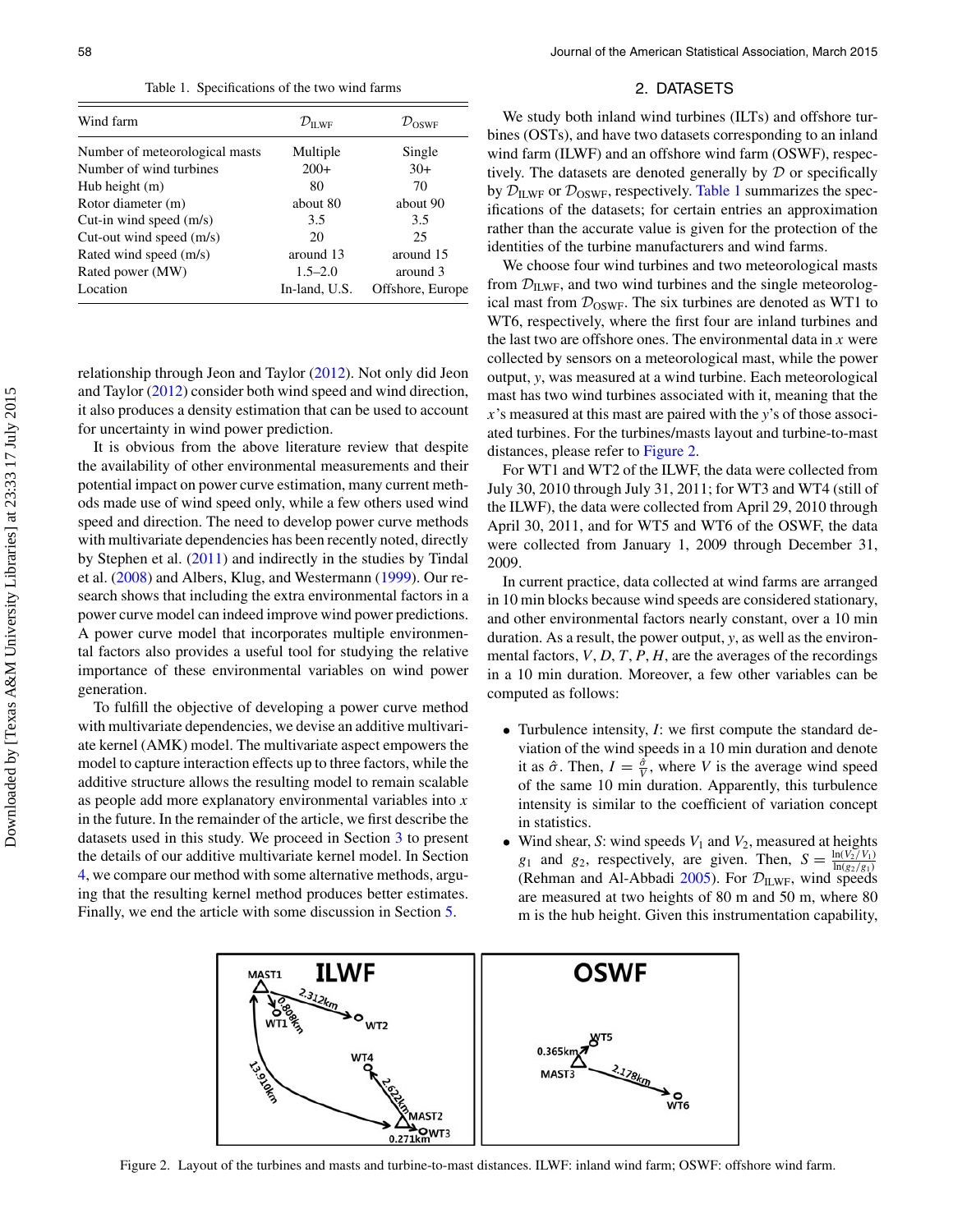Table 1. Specifications of the two wind farms

| Wind farm | $\mathcal{D}_{\text{ILWF}}$ | $\mathcal{D}_{\text{OSWF}}$ |
|---|---|---|
| Number of meteorological masts | Multiple | Single |
| Number of wind turbines | 200+ | 30+ |
| Hub height (m) | 80 | 70 |
| Rotor diameter (m) | about 80 | about 90 |
| Cut-in wind speed (m/s) | 3.5 | 3.5 |
| Cut-out wind speed (m/s) | 20 | 25 |
| Rated wind speed (m/s) | around 13 | around 15 |
| Rated power (MW) | 1.5–2.0 | around 3 |
| Location | In-land, U.S. | Offshore, Europe |

relationship through Jeon and Taylor (2012). Not only did Jeon and Taylor (2012) consider both wind speed and wind direction, it also produces a density estimation that can be used to account for uncertainty in wind power prediction.

It is obvious from the above literature review that despite the availability of other environmental measurements and their potential impact on power curve estimation, many current methods made use of wind speed only, while a few others used wind speed and direction. The need to develop power curve methods with multivariate dependencies has been recently noted, directly by Stephen et al. (2011) and indirectly in the studies by Tindal et al. (2008) and Albers, Klug, and Westermann (1999). Our research shows that including the extra environmental factors in a power curve model can indeed improve wind power predictions. A power curve model that incorporates multiple environmental factors also provides a useful tool for studying the relative importance of these environmental variables on wind power generation.

To fulfill the objective of developing a power curve method with multivariate dependencies, we devise an additive multivariate kernel (AMK) model. The multivariate aspect empowers the model to capture interaction effects up to three factors, while the additive structure allows the resulting model to remain scalable as people add more explanatory environmental variables into $x$ in the future. In the remainder of the article, we first describe the datasets used in this study. We proceed in Section 3 to present the details of our additive multivariate kernel model. In Section 4, we compare our method with some alternative methods, arguing that the resulting kernel method produces better estimates. Finally, we end the article with some discussion in Section 5.

## 2. DATASETS

We study both inland wind turbines (ILTs) and offshore turbines (OSTs), and have two datasets corresponding to an inland wind farm (ILWF) and an offshore wind farm (OSWF), respectively. The datasets are denoted generally by $\mathcal{D}$ or specifically by $\mathcal{D}_{\text{ILWF}}$ or $\mathcal{D}_{\text{OSWF}}$, respectively. Table 1 summarizes the specifications of the datasets; for certain entries an approximation rather than the accurate value is given for the protection of the identities of the turbine manufacturers and wind farms.

We choose four wind turbines and two meteorological masts from $\mathcal{D}_{\text{ILWF}}$, and two wind turbines and the single meteorological mast from $\mathcal{D}_{\text{OSWF}}$. The six turbines are denoted as WT1 to WT6, respectively, where the first four are inland turbines and the last two are offshore ones. The environmental data in $x$ were collected by sensors on a meteorological mast, while the power output, $y$, was measured at a wind turbine. Each meteorological mast has two wind turbines associated with it, meaning that the $x$'s measured at this mast are paired with the $y$'s of those associated turbines. For the turbines/masts layout and turbine-to-mast distances, please refer to Figure 2.

For WT1 and WT2 of the ILWF, the data were collected from July 30, 2010 through July 31, 2011; for WT3 and WT4 (still of the ILWF), the data were collected from April 29, 2010 through April 30, 2011, and for WT5 and WT6 of the OSWF, the data were collected from January 1, 2009 through December 31, 2009.

In current practice, data collected at wind farms are arranged in 10 min blocks because wind speeds are considered stationary, and other environmental factors nearly constant, over a 10 min duration. As a result, the power output, $y$, as well as the environmental factors, $V, D, T, P, H$, are the averages of the recordings in a 10 min duration. Moreover, a few other variables can be computed as follows:

- Turbulence intensity, $I$: we first compute the standard deviation of the wind speeds in a 10 min duration and denote it as $\hat{\sigma}$. Then, $I = \frac{\hat{\sigma}}{V}$, where $V$ is the average wind speed of the same 10 min duration. Apparently, this turbulence intensity is similar to the coefficient of variation concept in statistics.
- Wind shear, $S$: wind speeds $V_1$ and $V_2$, measured at heights $g_1$ and $g_2$, respectively, are given. Then, $S = \frac{\ln(V_2/V_1)}{\ln(g_2/g_1)}$ (Rehman and Al-Abbadi 2005). For $\mathcal{D}_{\text{ILWF}}$, wind speeds are measured at two heights of 80 m and 50 m, where 80 m is the hub height. Given this instrumentation capability,

Figure 2. Layout of the turbines and masts and turbine-to-mast distances. ILWF: inland wind farm; OSWF: offshore wind farm.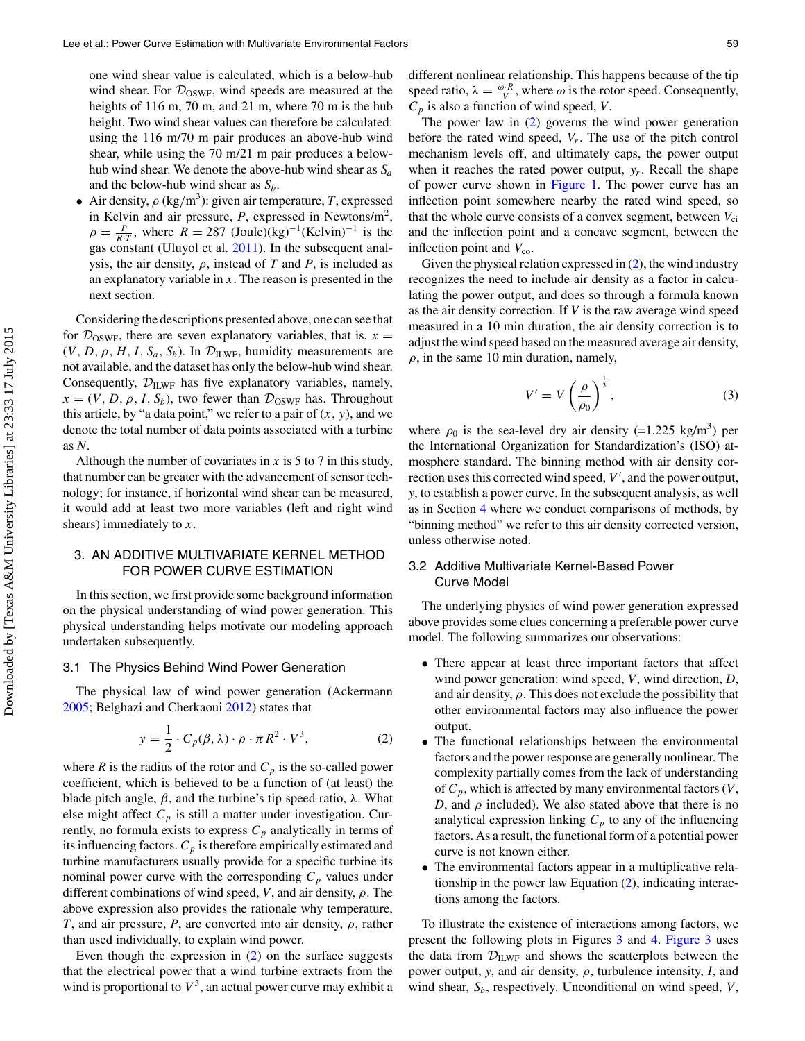one wind shear value is calculated, which is a below-hub wind shear. For $\mathcal{D}_{\text{OSWF}}$, wind speeds are measured at the heights of 116 m, 70 m, and 21 m, where 70 m is the hub height. Two wind shear values can therefore be calculated: using the 116 m/70 m pair produces an above-hub wind shear, while using the 70 m/21 m pair produces a below-hub wind shear. We denote the above-hub wind shear as $S_a$ and the below-hub wind shear as $S_b$.

- Air density, $\rho$ (kg/m$^3$): given air temperature, $T$, expressed in Kelvin and air pressure, $P$, expressed in Newtons/m$^2$, $\rho = \frac{P}{R \cdot T}$, where $R = 287$ (Joule)(kg)$^{-1}$(Kelvin)$^{-1}$ is the gas constant (Uluyol et al. 2011). In the subsequent analysis, the air density, $\rho$, instead of $T$ and $P$, is included as an explanatory variable in $x$. The reason is presented in the next section.

Considering the descriptions presented above, one can see that for $\mathcal{D}_{\text{OSWF}}$, there are seven explanatory variables, that is, $x = (V, D, \rho, H, I, S_a, S_b)$. In $\mathcal{D}_{\text{ILWF}}$, humidity measurements are not available, and the dataset has only the below-hub wind shear. Consequently, $\mathcal{D}_{\text{ILWF}}$ has five explanatory variables, namely, $x = (V, D, \rho, I, S_b)$, two fewer than $\mathcal{D}_{\text{OSWF}}$ has. Throughout this article, by "a data point," we refer to a pair of $(x, y)$, and we denote the total number of data points associated with a turbine as $N$.

Although the number of covariates in $x$ is 5 to 7 in this study, that number can be greater with the advancement of sensor technology; for instance, if horizontal wind shear can be measured, it would add at least two more variables (left and right wind shears) immediately to $x$.

## 3. AN ADDITIVE MULTIVARIATE KERNEL METHOD FOR POWER CURVE ESTIMATION

In this section, we first provide some background information on the physical understanding of wind power generation. This physical understanding helps motivate our modeling approach undertaken subsequently.

### 3.1 The Physics Behind Wind Power Generation

The physical law of wind power generation (Ackermann 2005; Belghazi and Cherkaoui 2012) states that

$$y = \frac{1}{2} \cdot C_p(\beta, \lambda) \cdot \rho \cdot \pi R^2 \cdot V^3, \tag{2}$$

where $R$ is the radius of the rotor and $C_p$ is the so-called power coefficient, which is believed to be a function of (at least) the blade pitch angle, $\beta$, and the turbine's tip speed ratio, $\lambda$. What else might affect $C_p$ is still a matter under investigation. Currently, no formula exists to express $C_p$ analytically in terms of its influencing factors. $C_p$ is therefore empirically estimated and turbine manufacturers usually provide for a specific turbine its nominal power curve with the corresponding $C_p$ values under different combinations of wind speed, $V$, and air density, $\rho$. The above expression also provides the rationale why temperature, $T$, and air pressure, $P$, are converted into air density, $\rho$, rather than used individually, to explain wind power.

Even though the expression in (2) on the surface suggests that the electrical power that a wind turbine extracts from the wind is proportional to $V^3$, an actual power curve may exhibit a different nonlinear relationship. This happens because of the tip speed ratio, $\lambda = \frac{\omega \cdot R}{V}$, where $\omega$ is the rotor speed. Consequently, $C_p$ is also a function of wind speed, $V$.

The power law in (2) governs the wind power generation before the rated wind speed, $V_r$. The use of the pitch control mechanism levels off, and ultimately caps, the power output when it reaches the rated power output, $y_r$. Recall the shape of power curve shown in Figure 1. The power curve has an inflection point somewhere nearby the rated wind speed, so that the whole curve consists of a convex segment, between $V_{\text{ci}}$ and the inflection point and a concave segment, between the inflection point and $V_{\text{co}}$.

Given the physical relation expressed in (2), the wind industry recognizes the need to include air density as a factor in calculating the power output, and does so through a formula known as the air density correction. If $V$ is the raw average wind speed measured in a 10 min duration, the air density correction is to adjust the wind speed based on the measured average air density, $\rho$, in the same 10 min duration, namely,

$$V' = V \left( \frac{\rho}{\rho_0} \right)^{\frac{1}{3}}, \tag{3}$$

where $\rho_0$ is the sea-level dry air density (=1.225 kg/m$^3$) per the International Organization for Standardization's (ISO) atmosphere standard. The binning method with air density correction uses this corrected wind speed, $V'$, and the power output, $y$, to establish a power curve. In the subsequent analysis, as well as in Section 4 where we conduct comparisons of methods, by "binning method" we refer to this air density corrected version, unless otherwise noted.

### 3.2 Additive Multivariate Kernel-Based Power Curve Model

The underlying physics of wind power generation expressed above provides some clues concerning a preferable power curve model. The following summarizes our observations:

- There appear at least three important factors that affect wind power generation: wind speed, $V$, wind direction, $D$, and air density, $\rho$. This does not exclude the possibility that other environmental factors may also influence the power output.
- The functional relationships between the environmental factors and the power response are generally nonlinear. The complexity partially comes from the lack of understanding of $C_p$, which is affected by many environmental factors ($V$, $D$, and $\rho$ included). We also stated above that there is no analytical expression linking $C_p$ to any of the influencing factors. As a result, the functional form of a potential power curve is not known either.
- The environmental factors appear in a multiplicative relationship in the power law Equation (2), indicating interactions among the factors.

To illustrate the existence of interactions among factors, we present the following plots in Figures 3 and 4. Figure 3 uses the data from $\mathcal{D}_{\text{ILWF}}$ and shows the scatterplots between the power output, $y$, and air density, $\rho$, turbulence intensity, $I$, and wind shear, $S_b$, respectively. Unconditional on wind speed, $V$,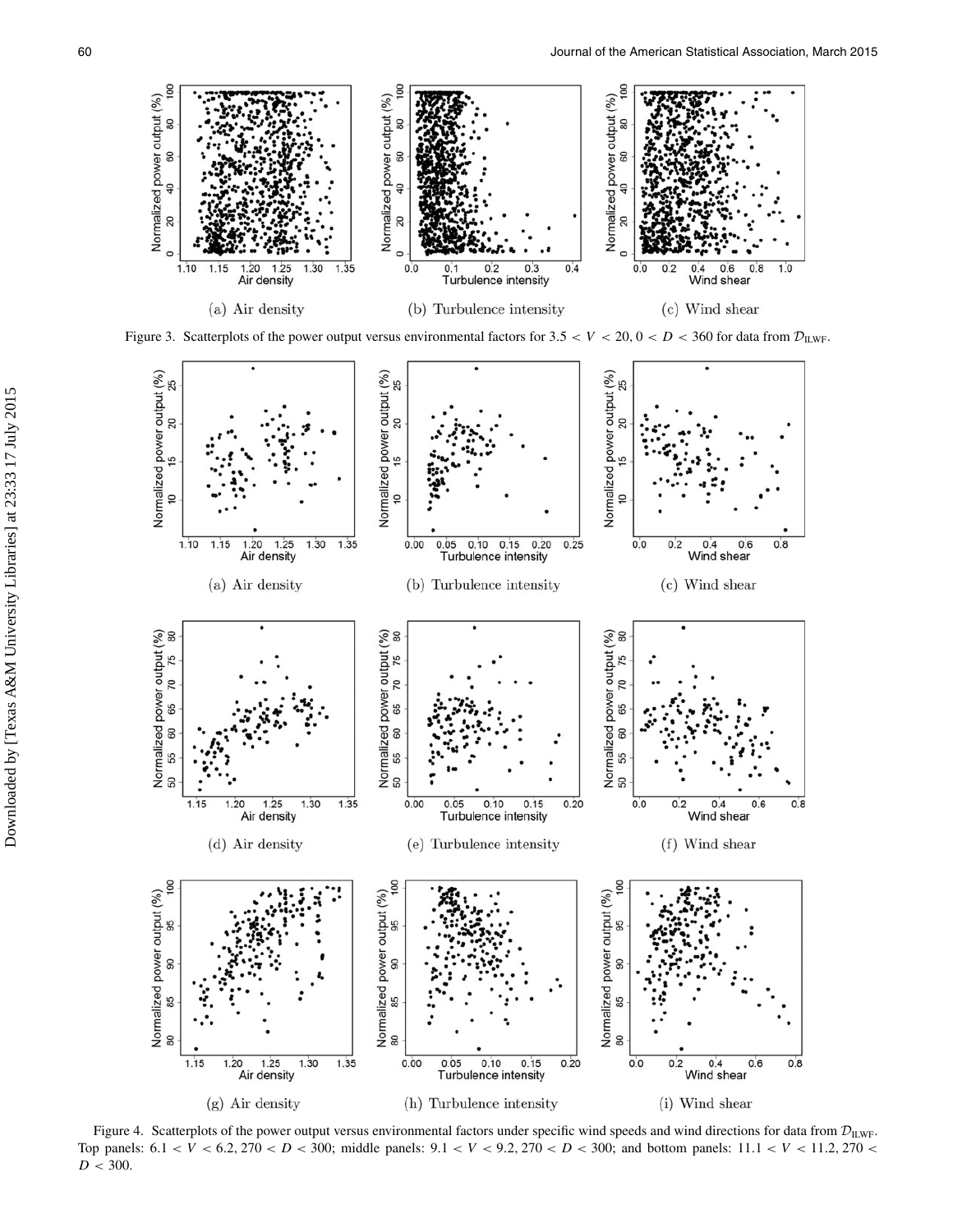(a) Air density

(b) Turbulence intensity

(c) Wind shear

Figure 3. Scatterplots of the power output versus environmental factors for $3.5 < V < 20, 0 < D < 360$ for data from $\mathcal{D}_{\text{ILWF}}$.

(a) Air density

(b) Turbulence intensity

(c) Wind shear

(d) Air density

(e) Turbulence intensity

(f) Wind shear

(g) Air density

(h) Turbulence intensity

(i) Wind shear

Figure 4. Scatterplots of the power output versus environmental factors under specific wind speeds and wind directions for data from $\mathcal{D}_{\text{ILWF}}$. Top panels: $6.1 < V < 6.2, 270 < D < 300$; middle panels: $9.1 < V < 9.2, 270 < D < 300$; and bottom panels: $11.1 < V < 11.2, 270 < D < 300$.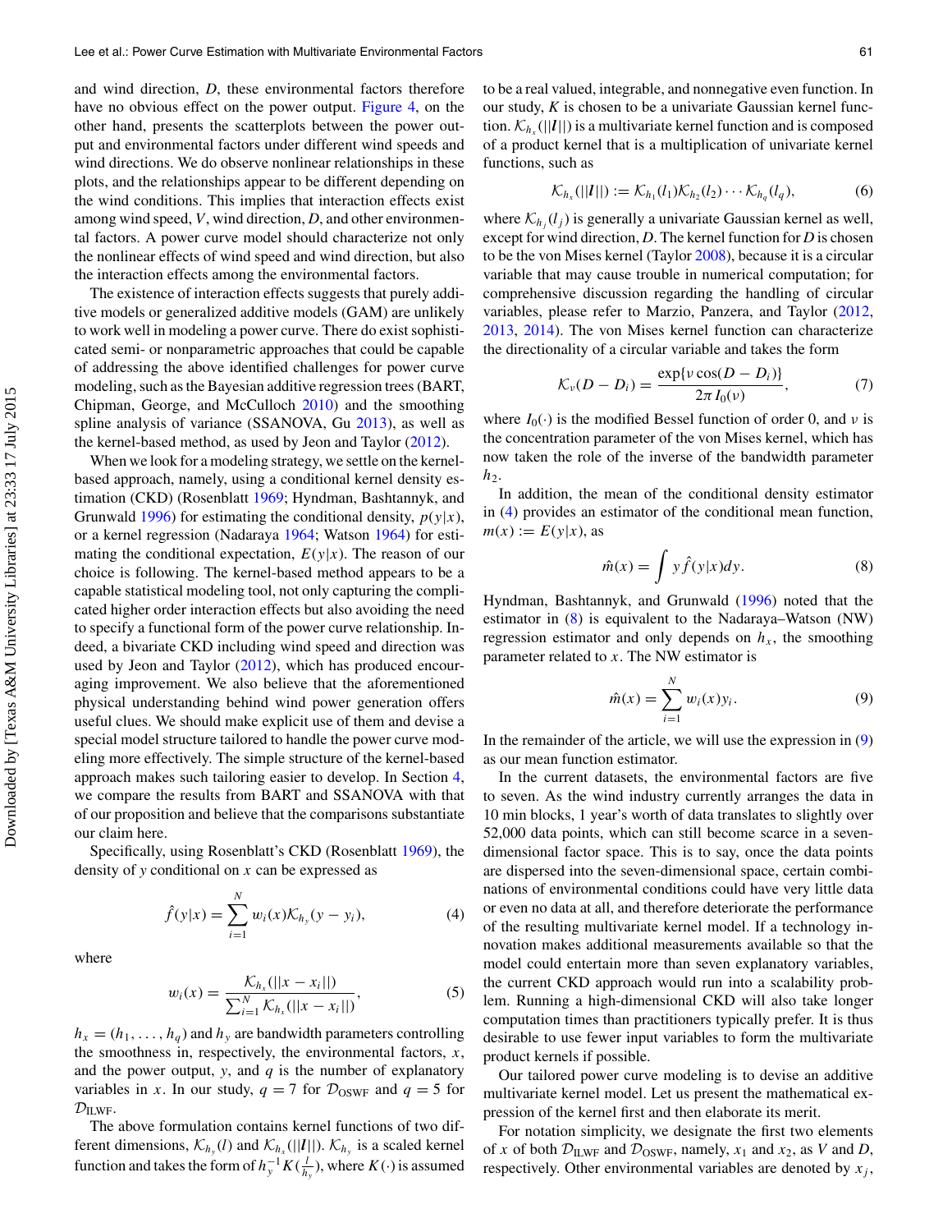and wind direction, $D$, these environmental factors therefore have no obvious effect on the power output. Figure 4, on the other hand, presents the scatterplots between the power output and environmental factors under different wind speeds and wind directions. We do observe nonlinear relationships in these plots, and the relationships appear to be different depending on the wind conditions. This implies that interaction effects exist among wind speed, $V$, wind direction, $D$, and other environmental factors. A power curve model should characterize not only the nonlinear effects of wind speed and wind direction, but also the interaction effects among the environmental factors.

The existence of interaction effects suggests that purely additive models or generalized additive models (GAM) are unlikely to work well in modeling a power curve. There do exist sophisticated semi- or nonparametric approaches that could be capable of addressing the above identified challenges for power curve modeling, such as the Bayesian additive regression trees (BART, Chipman, George, and McCulloch 2010) and the smoothing spline analysis of variance (SSANOVA, Gu 2013), as well as the kernel-based method, as used by Jeon and Taylor (2012).

When we look for a modeling strategy, we settle on the kernel-based approach, namely, using a conditional kernel density estimation (CKD) (Rosenblatt 1969; Hyndman, Bashtannyk, and Grunwald 1996) for estimating the conditional density, $p(y|x)$, or a kernel regression (Nadaraya 1964; Watson 1964) for estimating the conditional expectation, $E(y|x)$. The reason of our choice is following. The kernel-based method appears to be a capable statistical modeling tool, not only capturing the complicated higher order interaction effects but also avoiding the need to specify a functional form of the power curve relationship. Indeed, a bivariate CKD including wind speed and direction was used by Jeon and Taylor (2012), which has produced encouraging improvement. We also believe that the aforementioned physical understanding behind wind power generation offers useful clues. We should make explicit use of them and devise a special model structure tailored to handle the power curve modeling more effectively. The simple structure of the kernel-based approach makes such tailoring easier to develop. In Section 4, we compare the results from BART and SSANOVA with that of our proposition and believe that the comparisons substantiate our claim here.

Specifically, using Rosenblatt's CKD (Rosenblatt 1969), the density of $y$ conditional on $x$ can be expressed as

$$\hat{f}(y|x) = \sum_{i=1}^{N} w_i(x)\mathcal{K}_{h_y}(y - y_i), \tag{4}$$

where

$$w_i(x) = \frac{\mathcal{K}_{h_x}(||x - x_i||)}{\sum_{i=1}^{N} \mathcal{K}_{h_x}(||x - x_i||)}, \tag{5}$$

$h_x = (h_1, \ldots, h_q)$ and $h_y$ are bandwidth parameters controlling the smoothness in, respectively, the environmental factors, $x$, and the power output, $y$, and $q$ is the number of explanatory variables in $x$. In our study, $q = 7$ for $\mathcal{D}_{\text{OSWF}}$ and $q = 5$ for $\mathcal{D}_{\text{ILWF}}$.

The above formulation contains kernel functions of two different dimensions, $\mathcal{K}_{h_y}(l)$ and $\mathcal{K}_{h_x}(||\boldsymbol{l}||)$. $\mathcal{K}_{h_y}$ is a scaled kernel function and takes the form of $h_y^{-1}K(\frac{l}{h_y})$, where $K(\cdot)$ is assumed to be a real valued, integrable, and nonnegative even function. In our study, $K$ is chosen to be a univariate Gaussian kernel function. $\mathcal{K}_{h_x}(||\boldsymbol{l}||)$ is a multivariate kernel function and is composed of a product kernel that is a multiplication of univariate kernel functions, such as

$$\mathcal{K}_{h_x}(||\boldsymbol{l}||) := \mathcal{K}_{h_1}(l_1)\mathcal{K}_{h_2}(l_2)\cdots\mathcal{K}_{h_q}(l_q), \tag{6}$$

where $\mathcal{K}_{h_j}(l_j)$ is generally a univariate Gaussian kernel as well, except for wind direction, $D$. The kernel function for $D$ is chosen to be the von Mises kernel (Taylor 2008), because it is a circular variable that may cause trouble in numerical computation; for comprehensive discussion regarding the handling of circular variables, please refer to Marzio, Panzera, and Taylor (2012, 2013, 2014). The von Mises kernel function can characterize the directionality of a circular variable and takes the form

$$\mathcal{K}_{\nu}(D - D_i) = \frac{\exp\{\nu\cos(D - D_i)\}}{2\pi I_0(\nu)}, \tag{7}$$

where $I_0(\cdot)$ is the modified Bessel function of order 0, and $\nu$ is the concentration parameter of the von Mises kernel, which has now taken the role of the inverse of the bandwidth parameter $h_2$.

In addition, the mean of the conditional density estimator in (4) provides an estimator of the conditional mean function, $m(x) := E(y|x)$, as

$$\hat{m}(x) = \int y\hat{f}(y|x)dy. \tag{8}$$

Hyndman, Bashtannyk, and Grunwald (1996) noted that the estimator in (8) is equivalent to the Nadaraya–Watson (NW) regression estimator and only depends on $h_x$, the smoothing parameter related to $x$. The NW estimator is

$$\hat{m}(x) = \sum_{i=1}^{N} w_i(x)y_i. \tag{9}$$

In the remainder of the article, we will use the expression in (9) as our mean function estimator.

In the current datasets, the environmental factors are five to seven. As the wind industry currently arranges the data in 10 min blocks, 1 year's worth of data translates to slightly over 52,000 data points, which can still become scarce in a seven-dimensional factor space. This is to say, once the data points are dispersed into the seven-dimensional space, certain combinations of environmental conditions could have very little data or even no data at all, and therefore deteriorate the performance of the resulting multivariate kernel model. If a technology innovation makes additional measurements available so that the model could entertain more than seven explanatory variables, the current CKD approach would run into a scalability problem. Running a high-dimensional CKD will also take longer computation times than practitioners typically prefer. It is thus desirable to use fewer input variables to form the multivariate product kernels if possible.

Our tailored power curve modeling is to devise an additive multivariate kernel model. Let us present the mathematical expression of the kernel first and then elaborate its merit.

For notation simplicity, we designate the first two elements of $x$ of both $\mathcal{D}_{\text{ILWF}}$ and $\mathcal{D}_{\text{OSWF}}$, namely, $x_1$ and $x_2$, as $V$ and $D$, respectively. Other environmental variables are denoted by $x_j$,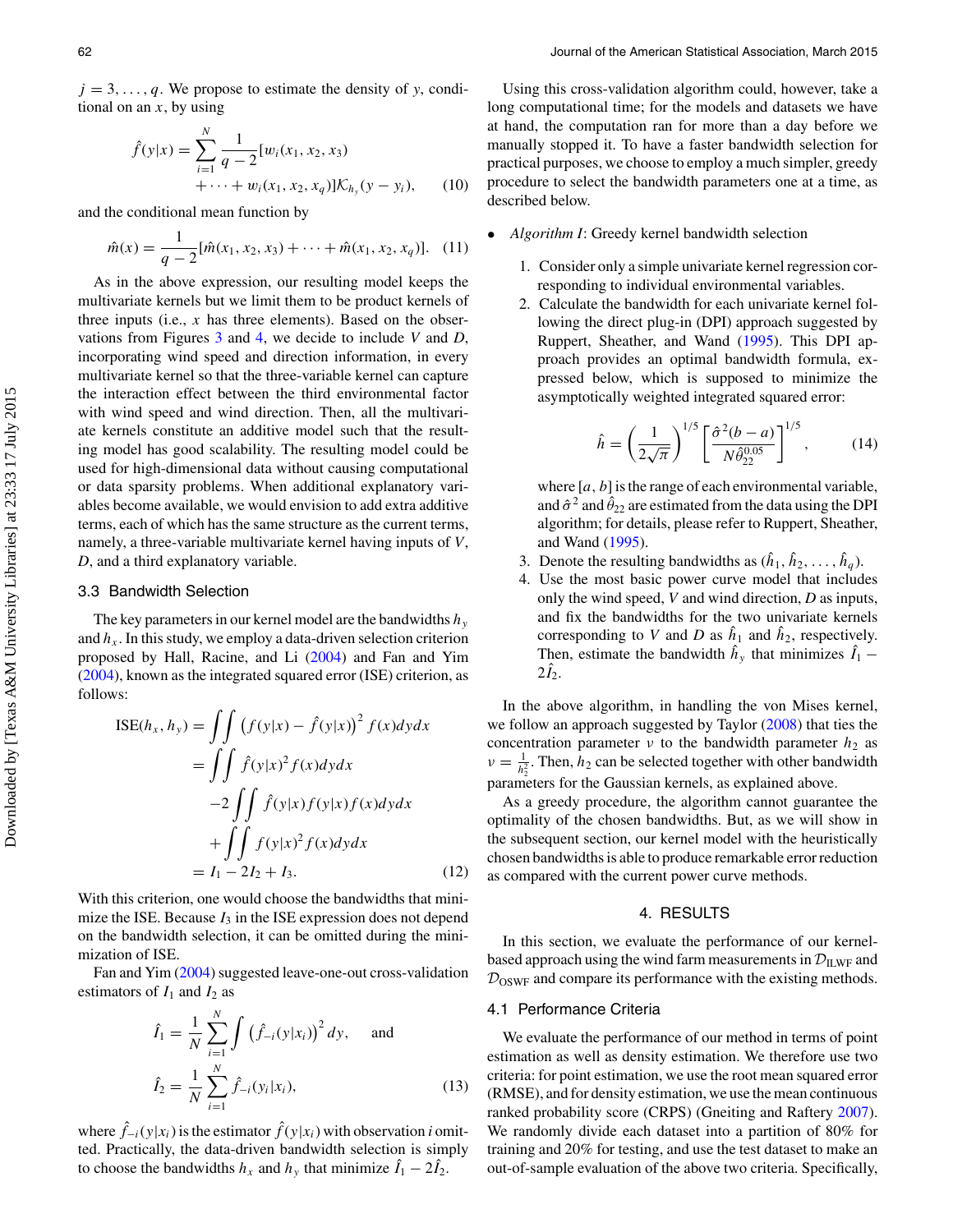$j = 3, \ldots, q$. We propose to estimate the density of $y$, conditional on an $x$, by using

$$\hat{f}(y|x) = \sum_{i=1}^{N} \frac{1}{q-2}[w_i(x_1, x_2, x_3) + \cdots + w_i(x_1, x_2, x_q)]\mathcal{K}_{h_y}(y - y_i), \quad (10)$$

and the conditional mean function by

$$\hat{m}(x) = \frac{1}{q-2}[\hat{m}(x_1, x_2, x_3) + \cdots + \hat{m}(x_1, x_2, x_q)]. \quad (11)$$

As in the above expression, our resulting model keeps the multivariate kernels but we limit them to be product kernels of three inputs (i.e., $x$ has three elements). Based on the observations from Figures 3 and 4, we decide to include $V$ and $D$, incorporating wind speed and direction information, in every multivariate kernel so that the three-variable kernel can capture the interaction effect between the third environmental factor with wind speed and wind direction. Then, all the multivariate kernels constitute an additive model such that the resulting model has good scalability. The resulting model could be used for high-dimensional data without causing computational or data sparsity problems. When additional explanatory variables become available, we would envision to add extra additive terms, each of which has the same structure as the current terms, namely, a three-variable multivariate kernel having inputs of $V$, $D$, and a third explanatory variable.

### 3.3 Bandwidth Selection

The key parameters in our kernel model are the bandwidths $h_y$ and $h_x$. In this study, we employ a data-driven selection criterion proposed by Hall, Racine, and Li (2004) and Fan and Yim (2004), known as the integrated squared error (ISE) criterion, as follows:

$$\begin{aligned}
\text{ISE}(h_x, h_y) &= \int\int \left(f(y|x) - \hat{f}(y|x)\right)^2 f(x)dydx \\
&= \int\int \hat{f}(y|x)^2 f(x)dydx \\
&\quad -2\int\int \hat{f}(y|x)f(y|x)f(x)dydx \\
&\quad +\int\int f(y|x)^2 f(x)dydx \\
&= I_1 - 2I_2 + I_3.
\end{aligned} \quad (12)$$

With this criterion, one would choose the bandwidths that minimize the ISE. Because $I_3$ in the ISE expression does not depend on the bandwidth selection, it can be omitted during the minimization of ISE.

Fan and Yim (2004) suggested leave-one-out cross-validation estimators of $I_1$ and $I_2$ as

$$\hat{I}_1 = \frac{1}{N}\sum_{i=1}^{N}\int \left(\hat{f}_{-i}(y|x_i)\right)^2 dy, \quad \text{and}$$

$$\hat{I}_2 = \frac{1}{N}\sum_{i=1}^{N}\hat{f}_{-i}(y_i|x_i), \quad (13)$$

where $\hat{f}_{-i}(y|x_i)$ is the estimator $\hat{f}(y|x_i)$ with observation $i$ omitted. Practically, the data-driven bandwidth selection is simply to choose the bandwidths $h_x$ and $h_y$ that minimize $\hat{I}_1 - 2\hat{I}_2$.

Using this cross-validation algorithm could, however, take a long computational time; for the models and datasets we have at hand, the computation ran for more than a day before we manually stopped it. To have a faster bandwidth selection for practical purposes, we choose to employ a much simpler, greedy procedure to select the bandwidth parameters one at a time, as described below.

- *Algorithm I*: Greedy kernel bandwidth selection
  1. Consider only a simple univariate kernel regression corresponding to individual environmental variables.
  2. Calculate the bandwidth for each univariate kernel following the direct plug-in (DPI) approach suggested by Ruppert, Sheather, and Wand (1995). This DPI approach provides an optimal bandwidth formula, expressed below, which is supposed to minimize the asymptotically weighted integrated squared error:
  $$\hat{h} = \left(\frac{1}{2\sqrt{\pi}}\right)^{1/5}\left[\frac{\hat{\sigma}^2(b-a)}{N\hat{\theta}_{22}^{0.05}}\right]^{1/5}, \quad (14)$$
  where $[a, b]$ is the range of each environmental variable, and $\hat{\sigma}^2$ and $\hat{\theta}_{22}$ are estimated from the data using the DPI algorithm; for details, please refer to Ruppert, Sheather, and Wand (1995).
  3. Denote the resulting bandwidths as $(\hat{h}_1, \hat{h}_2, \ldots, \hat{h}_q)$.
  4. Use the most basic power curve model that includes only the wind speed, $V$ and wind direction, $D$ as inputs, and fix the bandwidths for the two univariate kernels corresponding to $V$ and $D$ as $\hat{h}_1$ and $\hat{h}_2$, respectively. Then, estimate the bandwidth $\hat{h}_y$ that minimizes $\hat{I}_1 - 2\hat{I}_2$.

In the above algorithm, in handling the von Mises kernel, we follow an approach suggested by Taylor (2008) that ties the concentration parameter $\nu$ to the bandwidth parameter $h_2$ as $\nu = \frac{1}{h_2^2}$. Then, $h_2$ can be selected together with other bandwidth parameters for the Gaussian kernels, as explained above.

As a greedy procedure, the algorithm cannot guarantee the optimality of the chosen bandwidths. But, as we will show in the subsequent section, our kernel model with the heuristically chosen bandwidths is able to produce remarkable error reduction as compared with the current power curve methods.

## 4. RESULTS

In this section, we evaluate the performance of our kernel-based approach using the wind farm measurements in $\mathcal{D}_{\text{ILWF}}$ and $\mathcal{D}_{\text{OSWF}}$ and compare its performance with the existing methods.

### 4.1 Performance Criteria

We evaluate the performance of our method in terms of point estimation as well as density estimation. We therefore use two criteria: for point estimation, we use the root mean squared error (RMSE), and for density estimation, we use the mean continuous ranked probability score (CRPS) (Gneiting and Raftery 2007). We randomly divide each dataset into a partition of 80% for training and 20% for testing, and use the test dataset to make an out-of-sample evaluation of the above two criteria. Specifically,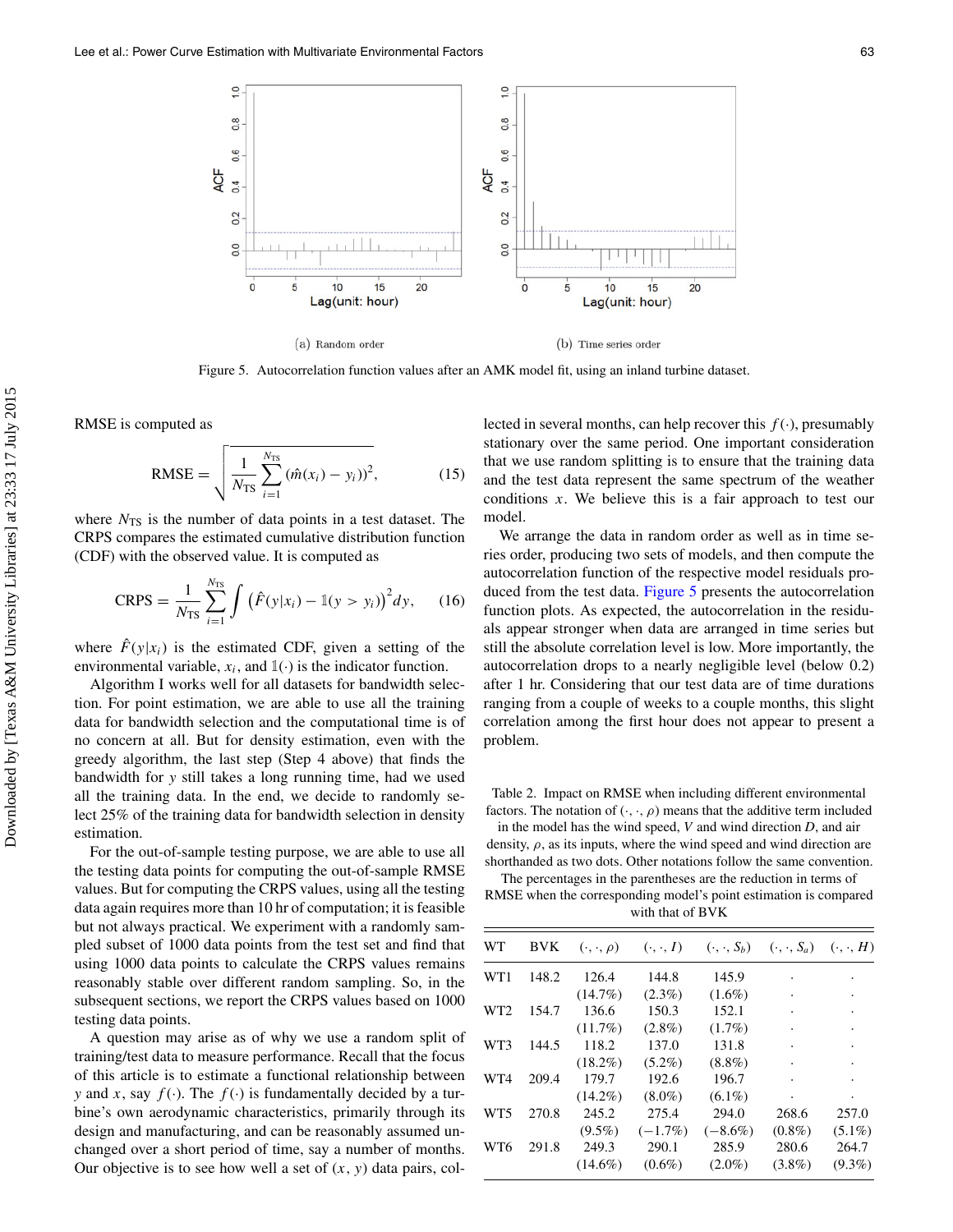(a) Random order

(b) Time series order

Figure 5. Autocorrelation function values after an AMK model fit, using an inland turbine dataset.

RMSE is computed as

$$\text{RMSE} = \sqrt{\frac{1}{N_{\text{TS}}} \sum_{i=1}^{N_{\text{TS}}} (\hat{m}(x_i) - y_i))^2}, \tag{15}$$

where $N_{\text{TS}}$ is the number of data points in a test dataset. The CRPS compares the estimated cumulative distribution function (CDF) with the observed value. It is computed as

$$\text{CRPS} = \frac{1}{N_{\text{TS}}} \sum_{i=1}^{N_{\text{TS}}} \int \left(\hat{F}(y|x_i) - \mathbb{1}(y > y_i)\right)^2 dy, \tag{16}$$

where $\hat{F}(y|x_i)$ is the estimated CDF, given a setting of the environmental variable, $x_i$, and $\mathbb{1}(\cdot)$ is the indicator function.

Algorithm I works well for all datasets for bandwidth selection. For point estimation, we are able to use all the training data for bandwidth selection and the computational time is of no concern at all. But for density estimation, even with the greedy algorithm, the last step (Step 4 above) that finds the bandwidth for $y$ still takes a long running time, had we used all the training data. In the end, we decide to randomly select 25% of the training data for bandwidth selection in density estimation.

For the out-of-sample testing purpose, we are able to use all the testing data points for computing the out-of-sample RMSE values. But for computing the CRPS values, using all the testing data again requires more than 10 hr of computation; it is feasible but not always practical. We experiment with a randomly sampled subset of 1000 data points from the test set and find that using 1000 data points to calculate the CRPS values remains reasonably stable over different random sampling. So, in the subsequent sections, we report the CRPS values based on 1000 testing data points.

A question may arise as of why we use a random split of training/test data to measure performance. Recall that the focus of this article is to estimate a functional relationship between $y$ and $x$, say $f(\cdot)$. The $f(\cdot)$ is fundamentally decided by a turbine's own aerodynamic characteristics, primarily through its design and manufacturing, and can be reasonably assumed unchanged over a short period of time, say a number of months. Our objective is to see how well a set of $(x, y)$ data pairs, collected in several months, can help recover this $f(\cdot)$, presumably stationary over the same period. One important consideration that we use random splitting is to ensure that the training data and the test data represent the same spectrum of the weather conditions $x$. We believe this is a fair approach to test our model.

We arrange the data in random order as well as in time series order, producing two sets of models, and then compute the autocorrelation function of the respective model residuals produced from the test data. Figure 5 presents the autocorrelation function plots. As expected, the autocorrelation in the residuals appear stronger when data are arranged in time series but still the absolute correlation level is low. More importantly, the autocorrelation drops to a nearly negligible level (below 0.2) after 1 hr. Considering that our test data are of time durations ranging from a couple of weeks to a couple months, this slight correlation among the first hour does not appear to present a problem.

Table 2. Impact on RMSE when including different environmental factors. The notation of $(\cdot, \cdot, \rho)$ means that the additive term included in the model has the wind speed, $V$ and wind direction $D$, and air density, $\rho$, as its inputs, where the wind speed and wind direction are shorthanded as two dots. Other notations follow the same convention. The percentages in the parentheses are the reduction in terms of RMSE when the corresponding model's point estimation is compared with that of BVK

| WT | BVK | $(\cdot, \cdot, \rho)$ | $(\cdot, \cdot, I)$ | $(\cdot, \cdot, S_b)$ | $(\cdot, \cdot, S_a)$ | $(\cdot, \cdot, H)$ |
|---|---|---|---|---|---|---|
| WT1 | 148.2 | 126.4 | 144.8 | 145.9 | · | · |
| | | (14.7%) | (2.3%) | (1.6%) | · | · |
| WT2 | 154.7 | 136.6 | 150.3 | 152.1 | · | · |
| | | (11.7%) | (2.8%) | (1.7%) | · | · |
| WT3 | 144.5 | 118.2 | 137.0 | 131.8 | · | · |
| | | (18.2%) | (5.2%) | (8.8%) | · | · |
| WT4 | 209.4 | 179.7 | 192.6 | 196.7 | · | · |
| | | (14.2%) | (8.0%) | (6.1%) | · | · |
| WT5 | 270.8 | 245.2 | 275.4 | 294.0 | 268.6 | 257.0 |
| | | (9.5%) | (−1.7%) | (−8.6%) | (0.8%) | (5.1%) |
| WT6 | 291.8 | 249.3 | 290.1 | 285.9 | 280.6 | 264.7 |
| | | (14.6%) | (0.6%) | (2.0%) | (3.8%) | (9.3%) |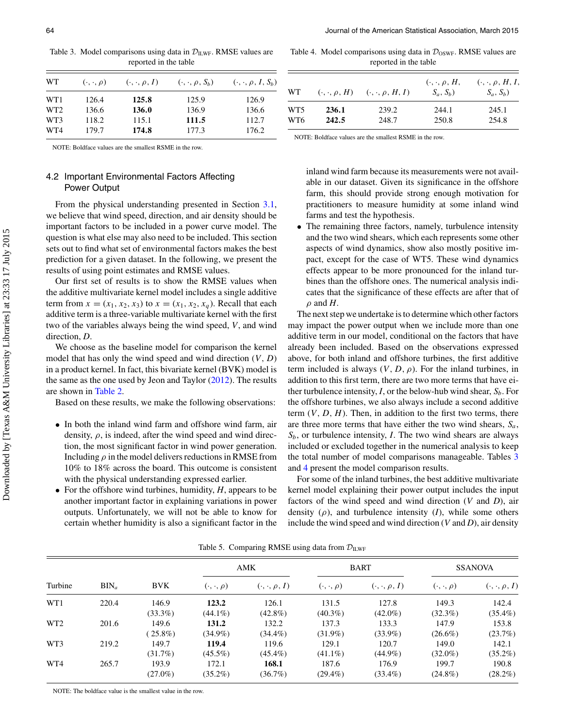Table 3. Model comparisons using data in $\mathcal{D}_{\text{ILWF}}$. RMSE values are reported in the table

| WT | $(\cdot, \cdot, \rho)$ | $(\cdot, \cdot, \rho, I)$ | $(\cdot, \cdot, \rho, S_b)$ | $(\cdot, \cdot, \rho, I, S_b)$ |
|---|---|---|---|---|
| WT1 | 126.4 | **125.8** | 125.9 | 126.9 |
| WT2 | 136.6 | **136.0** | 136.9 | 136.6 |
| WT3 | 118.2 | 115.1 | **111.5** | 112.7 |
| WT4 | 179.7 | **174.8** | 177.3 | 176.2 |

NOTE: Boldface values are the smallest RSME in the row.

Table 4. Model comparisons using data in $\mathcal{D}_{\text{OSWF}}$. RMSE values are reported in the table

| WT | $(\cdot, \cdot, \rho, H)$ | $(\cdot, \cdot, \rho, H, I)$ | $(\cdot, \cdot, \rho, H, S_a, S_b)$ | $(\cdot, \cdot, \rho, H, I, S_a, S_b)$ |
|---|---|---|---|---|
| WT5 | **236.1** | 239.2 | 244.1 | 245.1 |
| WT6 | **242.5** | 248.7 | 250.8 | 254.8 |

NOTE: Boldface values are the smallest RSME in the row.

## 4.2 Important Environmental Factors Affecting Power Output

From the physical understanding presented in Section 3.1, we believe that wind speed, direction, and air density should be important factors to be included in a power curve model. The question is what else may also need to be included. This section sets out to find what set of environmental factors makes the best prediction for a given dataset. In the following, we present the results of using point estimates and RMSE values.

Our first set of results is to show the RMSE values when the additive multivariate kernel model includes a single additive term from $x = (x_1, x_2, x_3)$ to $x = (x_1, x_2, x_q)$. Recall that each additive term is a three-variable multivariate kernel with the first two of the variables always being the wind speed, $V$, and wind direction, $D$.

We choose as the baseline model for comparison the kernel model that has only the wind speed and wind direction $(V, D)$ in a product kernel. In fact, this bivariate kernel (BVK) model is the same as the one used by Jeon and Taylor (2012). The results are shown in Table 2.

Based on these results, we make the following observations:

- In both the inland wind farm and offshore wind farm, air density, $\rho$, is indeed, after the wind speed and wind direction, the most significant factor in wind power generation. Including $\rho$ in the model delivers reductions in RMSE from 10% to 18% across the board. This outcome is consistent with the physical understanding expressed earlier.
- For the offshore wind turbines, humidity, $H$, appears to be another important factor in explaining variations in power outputs. Unfortunately, we will not be able to know for certain whether humidity is also a significant factor in the inland wind farm because its measurements were not available in our dataset. Given its significance in the offshore farm, this should provide strong enough motivation for practitioners to measure humidity at some inland wind farms and test the hypothesis.
- The remaining three factors, namely, turbulence intensity and the two wind shears, which each represents some other aspects of wind dynamics, show also mostly positive impact, except for the case of WT5. These wind dynamics effects appear to be more pronounced for the inland turbines than the offshore ones. The numerical analysis indicates that the significance of these effects are after that of $\rho$ and $H$.

The next step we undertake is to determine which other factors may impact the power output when we include more than one additive term in our model, conditional on the factors that have already been included. Based on the observations expressed above, for both inland and offshore turbines, the first additive term included is always $(V, D, \rho)$. For the inland turbines, in addition to this first term, there are two more terms that have either turbulence intensity, $I$, or the below-hub wind shear, $S_b$. For the offshore turbines, we also always include a second additive term $(V, D, H)$. Then, in addition to the first two terms, there are three more terms that have either the two wind shears, $S_a$, $S_b$, or turbulence intensity, $I$. The two wind shears are always included or excluded together in the numerical analysis to keep the total number of model comparisons manageable. Tables 3 and 4 present the model comparison results.

For some of the inland turbines, the best additive multivariate kernel model explaining their power output includes the input factors of the wind speed and wind direction ($V$ and $D$), air density ($\rho$), and turbulence intensity ($I$), while some others include the wind speed and wind direction ($V$ and $D$), air density

Table 5. Comparing RMSE using data from $\mathcal{D}_{\text{ILWF}}$

| Turbine | $\text{BIN}_a$ | BVK | AMK | | BART | | SSANOVA | |
|---|---|---|---|---|---|---|---|---|
| | | | $(\cdot, \cdot, \rho)$ | $(\cdot, \cdot, \rho, I)$ | $(\cdot, \cdot, \rho)$ | $(\cdot, \cdot, \rho, I)$ | $(\cdot, \cdot, \rho)$ | $(\cdot, \cdot, \rho, I)$ |
| WT1 | 220.4 | 146.9 | **123.2** | 126.1 | 131.5 | 127.8 | 149.3 | 142.4 |
| | | (33.3%) | (44.1%) | (42.8%) | (40.3%) | (42.0%) | (32.3%) | (35.4%) |
| WT2 | 201.6 | 149.6 | **131.2** | 132.2 | 137.3 | 133.3 | 147.9 | 153.8 |
| | | ( 25.8%) | (34.9%) | (34.4%) | (31.9%) | (33.9%) | (26.6%) | (23.7%) |
| WT3 | 219.2 | 149.7 | **119.4** | 119.6 | 129.1 | 120.7 | 149.0 | 142.1 |
| | | (31.7%) | (45.5%) | (45.4%) | (41.1%) | (44.9%) | (32.0%) | (35.2%) |
| WT4 | 265.7 | 193.9 | 172.1 | **168.1** | 187.6 | 176.9 | 199.7 | 190.8 |
| | | (27.0%) | (35.2%) | (36.7%) | (29.4%) | (33.4%) | (24.8%) | (28.2%) |

NOTE: The boldface value is the smallest value in the row.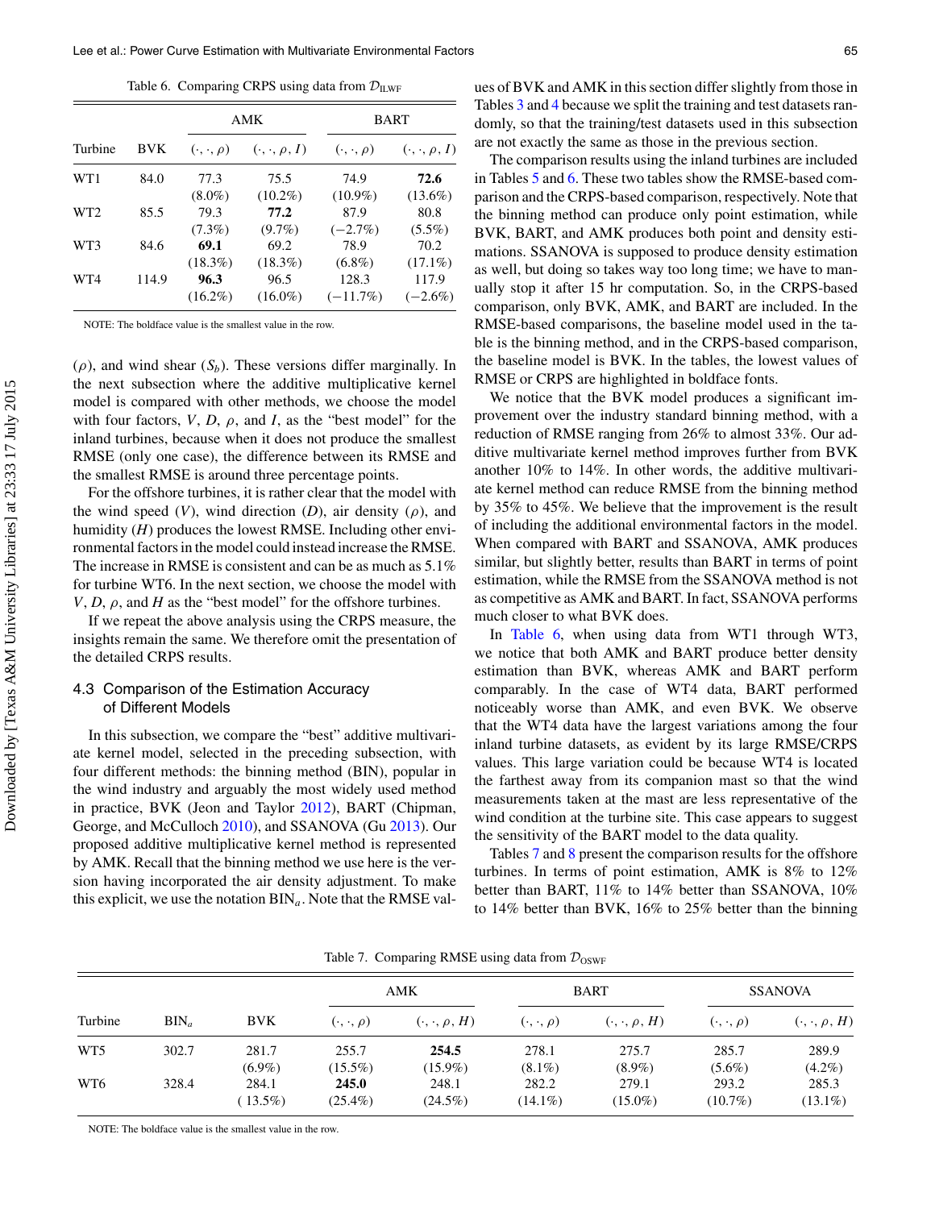Table 6. Comparing CRPS using data from $\mathcal{D}_{\text{ILWF}}$

| Turbine | BVK | AMK | | BART | |
|---|---|---|---|---|---|
| | | $(\cdot, \cdot, \rho)$ | $(\cdot, \cdot, \rho, I)$ | $(\cdot, \cdot, \rho)$ | $(\cdot, \cdot, \rho, I)$ |
| WT1 | 84.0 | 77.3 (8.0%) | 75.5 (10.2%) | 74.9 (10.9%) | **72.6** (13.6%) |
| WT2 | 85.5 | 79.3 (7.3%) | **77.2** (9.7%) | 87.9 (−2.7%) | 80.8 (5.5%) |
| WT3 | 84.6 | **69.1** (18.3%) | 69.2 (18.3%) | 78.9 (6.8%) | 70.2 (17.1%) |
| WT4 | 114.9 | **96.3** (16.2%) | 96.5 (16.0%) | 128.3 (−11.7%) | 117.9 (−2.6%) |

NOTE: The boldface value is the smallest value in the row.

($\rho$), and wind shear ($S_b$). These versions differ marginally. In the next subsection where the additive multiplicative kernel model is compared with other methods, we choose the model with four factors, $V$, $D$, $\rho$, and $I$, as the "best model" for the inland turbines, because when it does not produce the smallest RMSE (only one case), the difference between its RMSE and the smallest RMSE is around three percentage points.

For the offshore turbines, it is rather clear that the model with the wind speed ($V$), wind direction ($D$), air density ($\rho$), and humidity ($H$) produces the lowest RMSE. Including other environmental factors in the model could instead increase the RMSE. The increase in RMSE is consistent and can be as much as 5.1% for turbine WT6. In the next section, we choose the model with $V$, $D$, $\rho$, and $H$ as the "best model" for the offshore turbines.

If we repeat the above analysis using the CRPS measure, the insights remain the same. We therefore omit the presentation of the detailed CRPS results.

### 4.3 Comparison of the Estimation Accuracy of Different Models

In this subsection, we compare the "best" additive multivariate kernel model, selected in the preceding subsection, with four different methods: the binning method (BIN), popular in the wind industry and arguably the most widely used method in practice, BVK (Jeon and Taylor 2012), BART (Chipman, George, and McCulloch 2010), and SSANOVA (Gu 2013). Our proposed additive multiplicative kernel method is represented by AMK. Recall that the binning method we use here is the version having incorporated the air density adjustment. To make this explicit, we use the notation $\text{BIN}_a$. Note that the RMSE values of BVK and AMK in this section differ slightly from those in Tables 3 and 4 because we split the training and test datasets randomly, so that the training/test datasets used in this subsection are not exactly the same as those in the previous section.

The comparison results using the inland turbines are included in Tables 5 and 6. These two tables show the RMSE-based comparison and the CRPS-based comparison, respectively. Note that the binning method can produce only point estimation, while BVK, BART, and AMK produces both point and density estimations. SSANOVA is supposed to produce density estimation as well, but doing so takes way too long time; we have to manually stop it after 15 hr computation. So, in the CRPS-based comparison, only BVK, AMK, and BART are included. In the RMSE-based comparisons, the baseline model used in the table is the binning method, and in the CRPS-based comparison, the baseline model is BVK. In the tables, the lowest values of RMSE or CRPS are highlighted in boldface fonts.

We notice that the BVK model produces a significant improvement over the industry standard binning method, with a reduction of RMSE ranging from 26% to almost 33%. Our additive multivariate kernel method improves further from BVK another 10% to 14%. In other words, the additive multivariate kernel method can reduce RMSE from the binning method by 35% to 45%. We believe that the improvement is the result of including the additional environmental factors in the model. When compared with BART and SSANOVA, AMK produces similar, but slightly better, results than BART in terms of point estimation, while the RMSE from the SSANOVA method is not as competitive as AMK and BART. In fact, SSANOVA performs much closer to what BVK does.

In Table 6, when using data from WT1 through WT3, we notice that both AMK and BART produce better density estimation than BVK, whereas AMK and BART perform comparably. In the case of WT4 data, BART performed noticeably worse than AMK, and even BVK. We observe that the WT4 data have the largest variations among the four inland turbine datasets, as evident by its large RMSE/CRPS values. This large variation could be because WT4 is located the farthest away from its companion mast so that the wind measurements taken at the mast are less representative of the wind condition at the turbine site. This case appears to suggest the sensitivity of the BART model to the data quality.

Tables 7 and 8 present the comparison results for the offshore turbines. In terms of point estimation, AMK is 8% to 12% better than BART, 11% to 14% better than SSANOVA, 10% to 14% better than BVK, 16% to 25% better than the binning

Table 7. Comparing RMSE using data from $\mathcal{D}_{\text{OSWF}}$

| Turbine | $\text{BIN}_a$ | BVK | AMK | | BART | | SSANOVA | |
|---|---|---|---|---|---|---|---|---|
| | | | $(\cdot, \cdot, \rho)$ | $(\cdot, \cdot, \rho, H)$ | $(\cdot, \cdot, \rho)$ | $(\cdot, \cdot, \rho, H)$ | $(\cdot, \cdot, \rho)$ | $(\cdot, \cdot, \rho, H)$ |
| WT5 | 302.7 | 281.7 (6.9%) | 255.7 (15.5%) | **254.5** (15.9%) | 278.1 (8.1%) | 275.7 (8.9%) | 285.7 (5.6%) | 289.9 (4.2%) |
| WT6 | 328.4 | 284.1 (13.5%) | **245.0** (25.4%) | 248.1 (24.5%) | 282.2 (14.1%) | 279.1 (15.0%) | 293.2 (10.7%) | 285.3 (13.1%) |

NOTE: The boldface value is the smallest value in the row.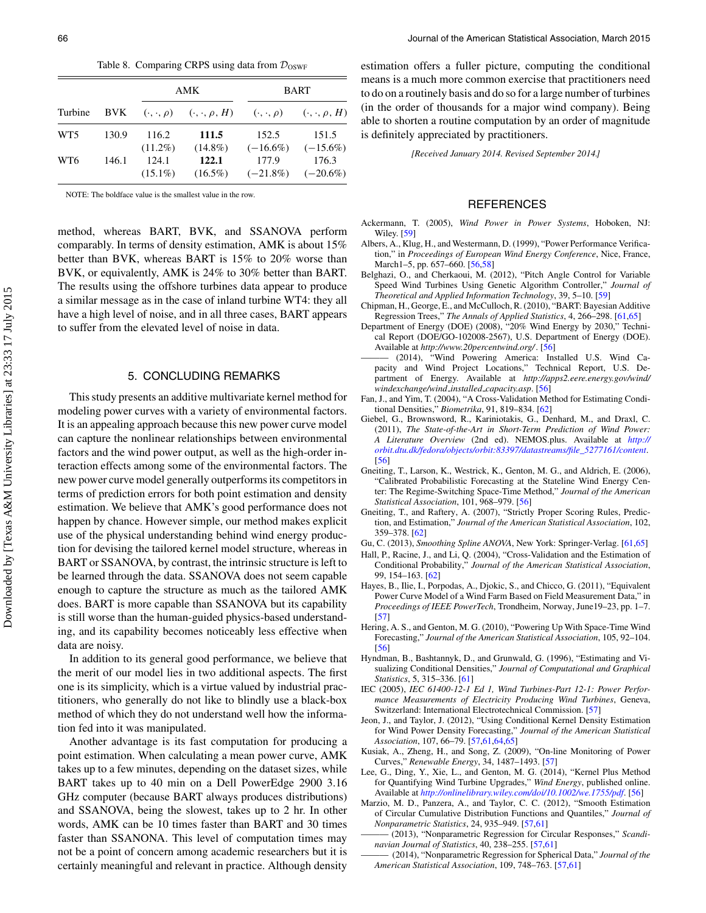Table 8. Comparing CRPS using data from $\mathcal{D}_{\text{OSWF}}$

| Turbine | BVK | AMK | | BART | |
|---|---|---|---|---|---|
| | | $(\cdot, \cdot, \rho)$ | $(\cdot, \cdot, \rho, H)$ | $(\cdot, \cdot, \rho)$ | $(\cdot, \cdot, \rho, H)$ |
| WT5 | 130.9 | 116.2 (11.2%) | **111.5** (14.8%) | 152.5 (−16.6%) | 151.5 (−15.6%) |
| WT6 | 146.1 | 124.1 (15.1%) | **122.1** (16.5%) | 177.9 (−21.8%) | 176.3 (−20.6%) |

NOTE: The boldface value is the smallest value in the row.

method, whereas BART, BVK, and SSANOVA perform comparably. In terms of density estimation, AMK is about 15% better than BVK, whereas BART is 15% to 20% worse than BVK, or equivalently, AMK is 24% to 30% better than BART. The results using the offshore turbines data appear to produce a similar message as in the case of inland turbine WT4: they all have a high level of noise, and in all three cases, BART appears to suffer from the elevated level of noise in data.

## 5. CONCLUDING REMARKS

This study presents an additive multivariate kernel method for modeling power curves with a variety of environmental factors. It is an appealing approach because this new power curve model can capture the nonlinear relationships between environmental factors and the wind power output, as well as the high-order interaction effects among some of the environmental factors. The new power curve model generally outperforms its competitors in terms of prediction errors for both point estimation and density estimation. We believe that AMK's good performance does not happen by chance. However simple, our method makes explicit use of the physical understanding behind wind energy production for devising the tailored kernel model structure, whereas in BART or SSANOVA, by contrast, the intrinsic structure is left to be learned through the data. SSANOVA does not seem capable enough to capture the structure as much as the tailored AMK does. BART is more capable than SSANOVA but its capability is still worse than the human-guided physics-based understanding, and its capability becomes noticeably less effective when data are noisy.

In addition to its general good performance, we believe that the merit of our model lies in two additional aspects. The first one is its simplicity, which is a virtue valued by industrial practitioners, who generally do not like to blindly use a black-box method of which they do not understand well how the information fed into it was manipulated.

Another advantage is its fast computation for producing a point estimation. When calculating a mean power curve, AMK takes up to a few minutes, depending on the dataset sizes, while BART takes up to 40 min on a Dell PowerEdge 2900 3.16 GHz computer (because BART always produces distributions) and SSANOVA, being the slowest, takes up to 2 hr. In other words, AMK can be 10 times faster than BART and 30 times faster than SSANONA. This level of computation times may not be a point of concern among academic researchers but it is certainly meaningful and relevant in practice. Although density estimation offers a fuller picture, computing the conditional means is a much more common exercise that practitioners need to do on a routinely basis and do so for a large number of turbines (in the order of thousands for a major wind company). Being able to shorten a routine computation by an order of magnitude is definitely appreciated by practitioners.

*[Received January 2014. Revised September 2014.]*

## REFERENCES

Ackermann, T. (2005), *Wind Power in Power Systems*, Hoboken, NJ: Wiley. [59]

Albers, A., Klug, H., and Westermann, D. (1999), "Power Performance Verification," in *Proceedings of European Wind Energy Conference*, Nice, France, March1–5, pp. 657–660. [56,58]

Belghazi, O., and Cherkaoui, M. (2012), "Pitch Angle Control for Variable Speed Wind Turbines Using Genetic Algorithm Controller," *Journal of Theoretical and Applied Information Technology*, 39, 5–10. [59]

Chipman, H., George, E., and McCulloch, R. (2010), "BART: Bayesian Additive Regression Trees," *The Annals of Applied Statistics*, 4, 266–298. [61,65]

Department of Energy (DOE) (2008), "20% Wind Energy by 2030," Technical Report (DOE/GO-102008-2567), U.S. Department of Energy (DOE). Available at *http://www.20percentwind.org/*. [56]

——— (2014), "Wind Powering America: Installed U.S. Wind Capacity and Wind Project Locations," Technical Report, U.S. Department of Energy. Available at *http://apps2.eere.energy.gov/wind/windexchange/wind_installed_capacity.asp*. [56]

Fan, J., and Yim, T. (2004), "A Cross-Validation Method for Estimating Conditional Densities," *Biometrika*, 91, 819–834. [62]

Giebel, G., Brownsword, R., Kariniotakis, G., Denhard, M., and Draxl, C. (2011), *The State-of-the-Art in Short-Term Prediction of Wind Power: A Literature Overview* (2nd ed). NEMOS.plus. Available at *http://orbit.dtu.dk/fedora/objects/orbit:83397/datastreams/file_5277161/content*. [56]

Gneiting, T., Larson, K., Westrick, K., Genton, M. G., and Aldrich, E. (2006), "Calibrated Probabilistic Forecasting at the Stateline Wind Energy Center: The Regime-Switching Space-Time Method," *Journal of the American Statistical Association*, 101, 968–979. [56]

Gneiting, T., and Raftery, A. (2007), "Strictly Proper Scoring Rules, Prediction, and Estimation," *Journal of the American Statistical Association*, 102, 359–378. [62]

Gu, C. (2013), *Smoothing Spline ANOVA*, New York: Springer-Verlag. [61,65]

Hall, P., Racine, J., and Li, Q. (2004), "Cross-Validation and the Estimation of Conditional Probability," *Journal of the American Statistical Association*, 99, 154–163. [62]

Hayes, B., Ilie, I., Porpodas, A., Djokic, S., and Chicco, G. (2011), "Equivalent Power Curve Model of a Wind Farm Based on Field Measurement Data," in *Proceedings of IEEE PowerTech*, Trondheim, Norway, June19–23, pp. 1–7. [57]

Hering, A. S., and Genton, M. G. (2010), "Powering Up With Space-Time Wind Forecasting," *Journal of the American Statistical Association*, 105, 92–104. [56]

Hyndman, B., Bashtannyk, D., and Grunwald, G. (1996), "Estimating and Visualizing Conditional Densities," *Journal of Computational and Graphical Statistics*, 5, 315–336. [61]

IEC (2005), *IEC 61400-12-1 Ed 1, Wind Turbines-Part 12-1: Power Performance Measurements of Electricity Producing Wind Turbines*, Geneva, Switzerland: International Electrotechnical Commission. [57]

Jeon, J., and Taylor, J. (2012), "Using Conditional Kernel Density Estimation for Wind Power Density Forecasting," *Journal of the American Statistical Association*, 107, 66–79. [57,61,64,65]

Kusiak, A., Zheng, H., and Song, Z. (2009), "On-line Monitoring of Power Curves," *Renewable Energy*, 34, 1487–1493. [57]

Lee, G., Ding, Y., Xie, L., and Genton, M. G. (2014), "Kernel Plus Method for Quantifying Wind Turbine Upgrades," *Wind Energy*, published online. Available at *http://onlinelibrary.wiley.com/doi/10.1002/we.1755/pdf*. [56]

Marzio, M. D., Panzera, A., and Taylor, C. C. (2012), "Smooth Estimation of Circular Cumulative Distribution Functions and Quantiles," *Journal of Nonparametric Statistics*, 24, 935–949. [57,61]

——— (2013), "Nonparametric Regression for Circular Responses," *Scandinavian Journal of Statistics*, 40, 238–255. [57,61]

——— (2014), "Nonparametric Regression for Spherical Data," *Journal of the American Statistical Association*, 109, 748–763. [57,61]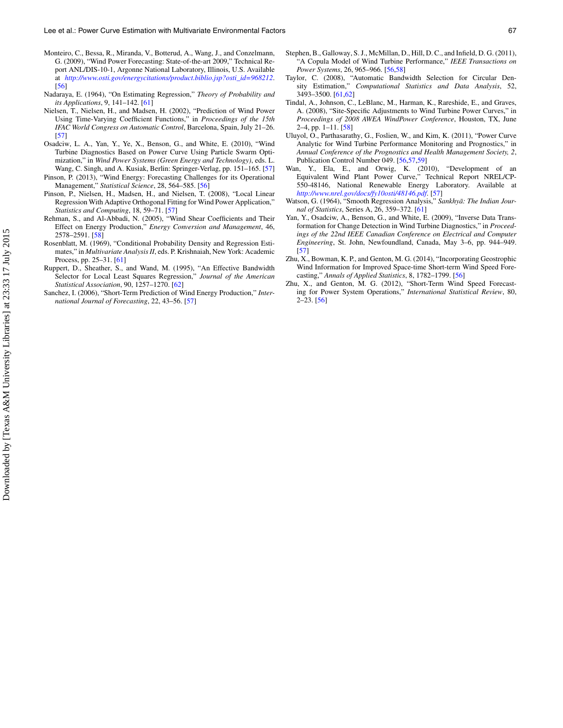Monteiro, C., Bessa, R., Miranda, V., Botterud, A., Wang, J., and Conzelmann, G. (2009), "Wind Power Forecasting: State-of-the-art 2009," Technical Report ANL/DIS-10-1, Argonne National Laboratory, Illinois, U.S. Available at *http://www.osti.gov/energycitations/product.biblio.jsp?osti_id=968212*. [56]

Nadaraya, E. (1964), "On Estimating Regression," *Theory of Probability and its Applications*, 9, 141–142. [61]

Nielsen, T., Nielsen, H., and Madsen, H. (2002), "Prediction of Wind Power Using Time-Varying Coefficient Functions," in *Proceedings of the 15th IFAC World Congress on Automatic Control*, Barcelona, Spain, July 21–26. [57]

Osadciw, L. A., Yan, Y., Ye, X., Benson, G., and White, E. (2010), "Wind Turbine Diagnostics Based on Power Curve Using Particle Swarm Optimization," in *Wind Power Systems (Green Energy and Technology)*, eds. L. Wang, C. Singh, and A. Kusiak, Berlin: Springer-Verlag, pp. 151–165. [57]

Pinson, P. (2013), "Wind Energy: Forecasting Challenges for its Operational Management," *Statistical Science*, 28, 564–585. [56]

Pinson, P., Nielsen, H., Madsen, H., and Nielsen, T. (2008), "Local Linear Regression With Adaptive Orthogonal Fitting for Wind Power Application," *Statistics and Computing*, 18, 59–71. [57]

Rehman, S., and Al-Abbadi, N. (2005), "Wind Shear Coefficients and Their Effect on Energy Production," *Energy Conversion and Management*, 46, 2578–2591. [58]

Rosenblatt, M. (1969), "Conditional Probability Density and Regression Estimates," in *Multivariate Analysis II*, eds. P. Krishnaiah, New York: Academic Process, pp. 25–31. [61]

Ruppert, D., Sheather, S., and Wand, M. (1995), "An Effective Bandwidth Selector for Local Least Squares Regression," *Journal of the American Statistical Association*, 90, 1257–1270. [62]

Sanchez, I. (2006), "Short-Term Prediction of Wind Energy Production," *International Journal of Forecasting*, 22, 43–56. [57]

Stephen, B., Galloway, S. J., McMillan, D., Hill, D. C., and Infield, D. G. (2011), "A Copula Model of Wind Turbine Performance," *IEEE Transactions on Power Systems*, 26, 965–966. [56,58]

Taylor, C. (2008), "Automatic Bandwidth Selection for Circular Density Estimation," *Computational Statistics and Data Analysis*, 52, 3493–3500. [61,62]

Tindal, A., Johnson, C., LeBlanc, M., Harman, K., Rareshide, E., and Graves, A. (2008), "Site-Specific Adjustments to Wind Turbine Power Curves," in *Proceedings of 2008 AWEA WindPower Conference*, Houston, TX, June 2–4, pp. 1–11. [58]

Uluyol, O., Parthasarathy, G., Foslien, W., and Kim, K. (2011), "Power Curve Analytic for Wind Turbine Performance Monitoring and Prognostics," in *Annual Conference of the Prognostics and Health Management Society, 2*, Publication Control Number 049. [56,57,59]

Wan, Y., Ela, E., and Orwig, K. (2010), "Development of an Equivalent Wind Plant Power Curve," Technical Report NREL/CP-550-48146, National Renewable Energy Laboratory. Available at *http://www.nrel.gov/docs/fy10osti/48146.pdf*. [57]

Watson, G. (1964), "Smooth Regression Analysis," *Sankhyā: The Indian Journal of Statistics*, Series A, 26, 359–372. [61]

Yan, Y., Osadciw, A., Benson, G., and White, E. (2009), "Inverse Data Transformation for Change Detection in Wind Turbine Diagnostics," in *Proceedings of the 22nd IEEE Canadian Conference on Electrical and Computer Engineering*, St. John, Newfoundland, Canada, May 3–6, pp. 944–949. [57]

Zhu, X., Bowman, K. P., and Genton, M. G. (2014), "Incorporating Geostrophic Wind Information for Improved Space-time Short-term Wind Speed Forecasting," *Annals of Applied Statistics*, 8, 1782–1799. [56]

Zhu, X., and Genton, M. G. (2012), "Short-Term Wind Speed Forecasting for Power System Operations," *International Statistical Review*, 80, 2–23. [56]